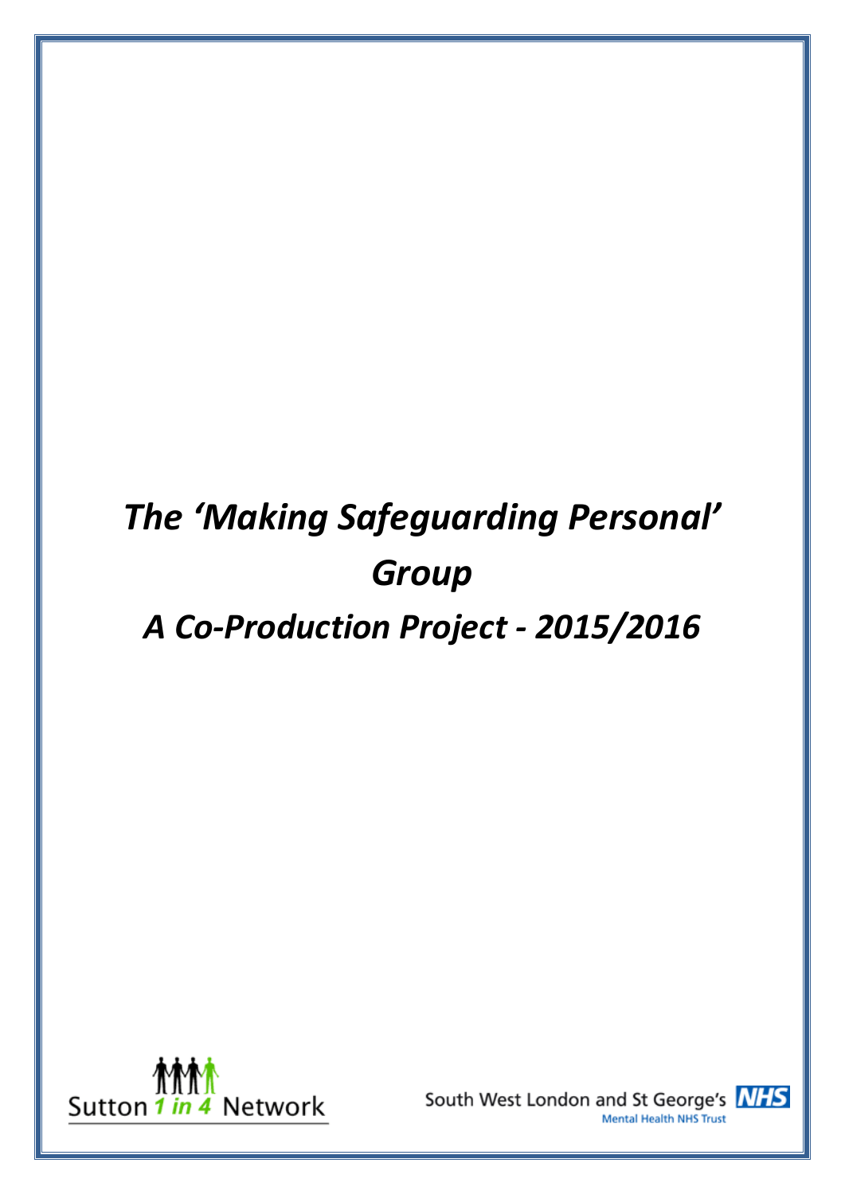# *The 'Making Safeguarding Personal' Group*

# *A Co-Production Project - 2015/2016*

Sutton 1 in 4 Network

South West London and St George's NHS Mental Health NHS Trust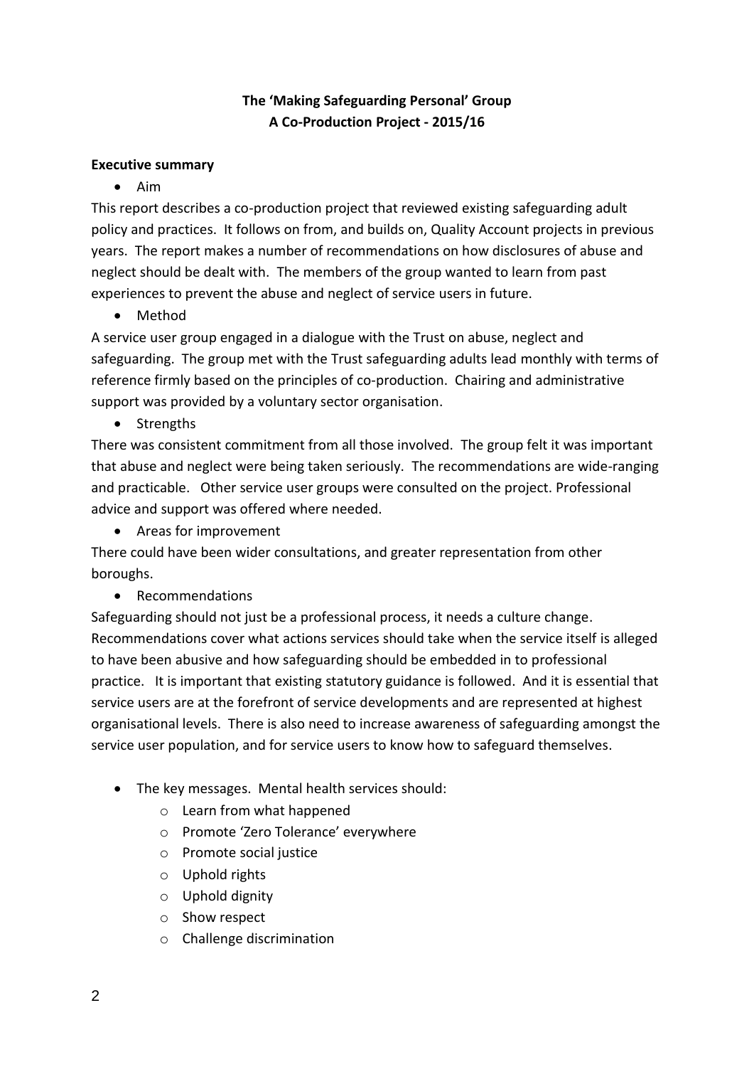**The 'Making Safeguarding Personal' Group**
**A Co-Production Project - 2015/16**

**Executive summary**

- Aim

This report describes a co-production project that reviewed existing safeguarding adult policy and practices. It follows on from, and builds on, Quality Account projects in previous years. The report makes a number of recommendations on how disclosures of abuse and neglect should be dealt with. The members of the group wanted to learn from past experiences to prevent the abuse and neglect of service users in future.

- Method

A service user group engaged in a dialogue with the Trust on abuse, neglect and safeguarding. The group met with the Trust safeguarding adults lead monthly with terms of reference firmly based on the principles of co-production. Chairing and administrative support was provided by a voluntary sector organisation.

- Strengths

There was consistent commitment from all those involved. The group felt it was important that abuse and neglect were being taken seriously. The recommendations are wide-ranging and practicable. Other service user groups were consulted on the project. Professional advice and support was offered where needed.

- Areas for improvement

There could have been wider consultations, and greater representation from other boroughs.

- Recommendations

Safeguarding should not just be a professional process, it needs a culture change. Recommendations cover what actions services should take when the service itself is alleged to have been abusive and how safeguarding should be embedded in to professional practice. It is important that existing statutory guidance is followed. And it is essential that service users are at the forefront of service developments and are represented at highest organisational levels. There is also need to increase awareness of safeguarding amongst the service user population, and for service users to know how to safeguard themselves.

- The key messages. Mental health services should:
    - Learn from what happened
    - Promote 'Zero Tolerance' everywhere
    - Promote social justice
    - Uphold rights
    - Uphold dignity
    - Show respect
    - Challenge discrimination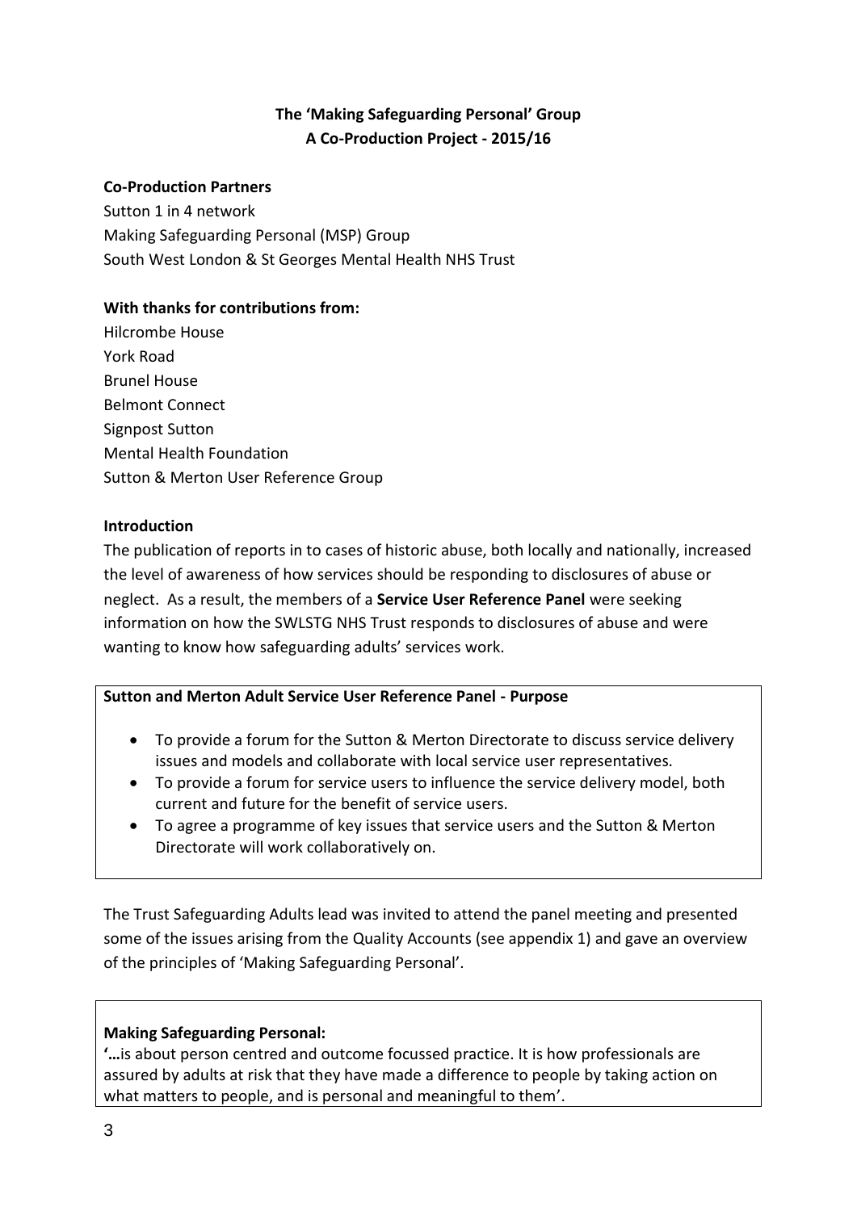**The 'Making Safeguarding Personal' Group**
**A Co-Production Project - 2015/16**

**Co-Production Partners**

Sutton 1 in 4 network
Making Safeguarding Personal (MSP) Group
South West London & St Georges Mental Health NHS Trust

**With thanks for contributions from:**

Hilcrombe House
York Road
Brunel House
Belmont Connect
Signpost Sutton
Mental Health Foundation
Sutton & Merton User Reference Group

**Introduction**

The publication of reports in to cases of historic abuse, both locally and nationally, increased the level of awareness of how services should be responding to disclosures of abuse or neglect. As a result, the members of a **Service User Reference Panel** were seeking information on how the SWLSTG NHS Trust responds to disclosures of abuse and were wanting to know how safeguarding adults' services work.

**Sutton and Merton Adult Service User Reference Panel - Purpose**

- To provide a forum for the Sutton & Merton Directorate to discuss service delivery issues and models and collaborate with local service user representatives.
- To provide a forum for service users to influence the service delivery model, both current and future for the benefit of service users.
- To agree a programme of key issues that service users and the Sutton & Merton Directorate will work collaboratively on.

The Trust Safeguarding Adults lead was invited to attend the panel meeting and presented some of the issues arising from the Quality Accounts (see appendix 1) and gave an overview of the principles of 'Making Safeguarding Personal'.

**Making Safeguarding Personal:**

**'…**is about person centred and outcome focussed practice. It is how professionals are assured by adults at risk that they have made a difference to people by taking action on what matters to people, and is personal and meaningful to them'.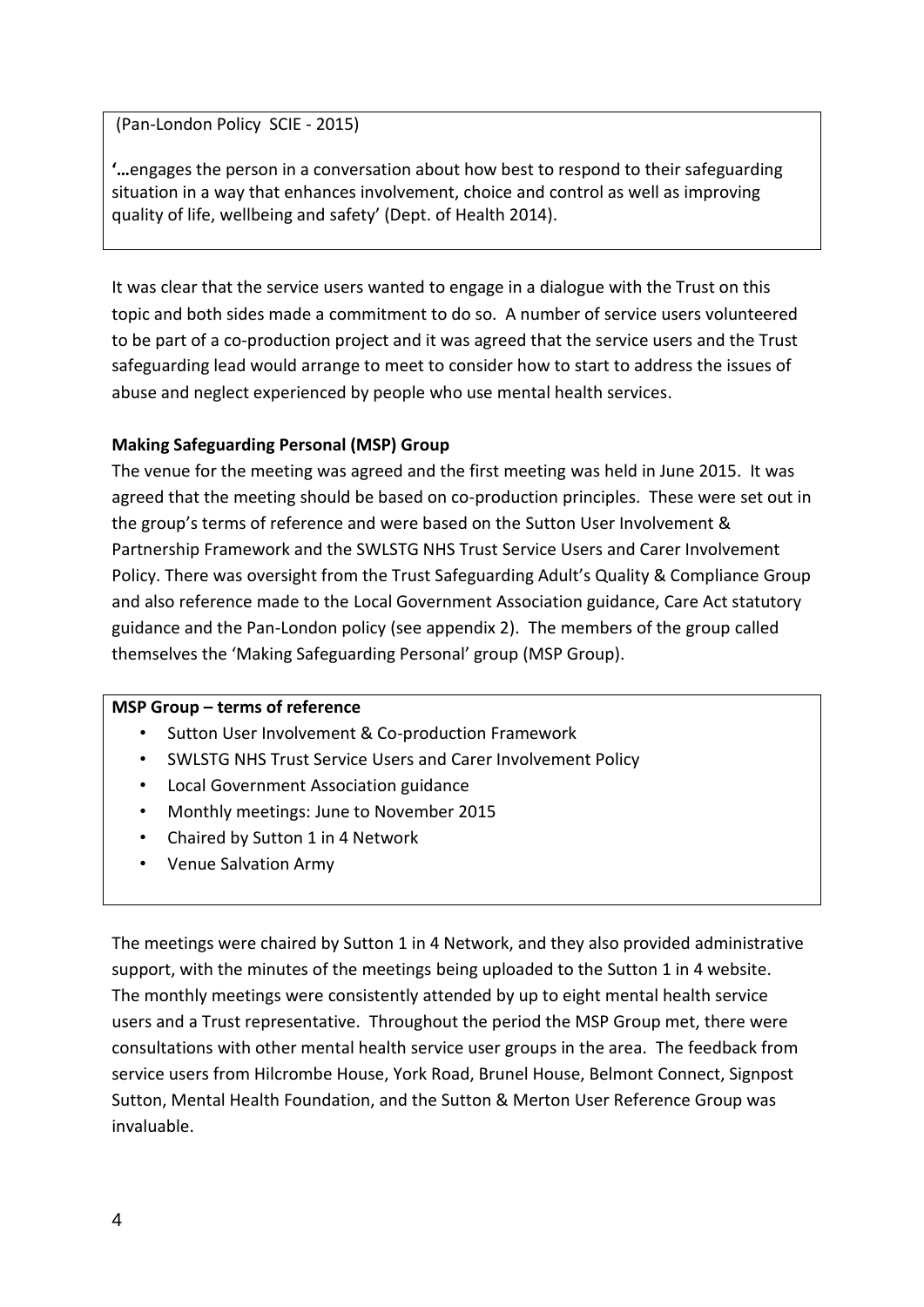(Pan-London Policy SCIE - 2015)

**'…**engages the person in a conversation about how best to respond to their safeguarding situation in a way that enhances involvement, choice and control as well as improving quality of life, wellbeing and safety' (Dept. of Health 2014).

It was clear that the service users wanted to engage in a dialogue with the Trust on this topic and both sides made a commitment to do so. A number of service users volunteered to be part of a co-production project and it was agreed that the service users and the Trust safeguarding lead would arrange to meet to consider how to start to address the issues of abuse and neglect experienced by people who use mental health services.

**Making Safeguarding Personal (MSP) Group**

The venue for the meeting was agreed and the first meeting was held in June 2015. It was agreed that the meeting should be based on co-production principles. These were set out in the group's terms of reference and were based on the Sutton User Involvement & Partnership Framework and the SWLSTG NHS Trust Service Users and Carer Involvement Policy. There was oversight from the Trust Safeguarding Adult's Quality & Compliance Group and also reference made to the Local Government Association guidance, Care Act statutory guidance and the Pan-London policy (see appendix 2). The members of the group called themselves the 'Making Safeguarding Personal' group (MSP Group).

**MSP Group – terms of reference**

- Sutton User Involvement & Co-production Framework
- SWLSTG NHS Trust Service Users and Carer Involvement Policy
- Local Government Association guidance
- Monthly meetings: June to November 2015
- Chaired by Sutton 1 in 4 Network
- Venue Salvation Army

The meetings were chaired by Sutton 1 in 4 Network, and they also provided administrative support, with the minutes of the meetings being uploaded to the Sutton 1 in 4 website. The monthly meetings were consistently attended by up to eight mental health service users and a Trust representative. Throughout the period the MSP Group met, there were consultations with other mental health service user groups in the area. The feedback from service users from Hilcrombe House, York Road, Brunel House, Belmont Connect, Signpost Sutton, Mental Health Foundation, and the Sutton & Merton User Reference Group was invaluable.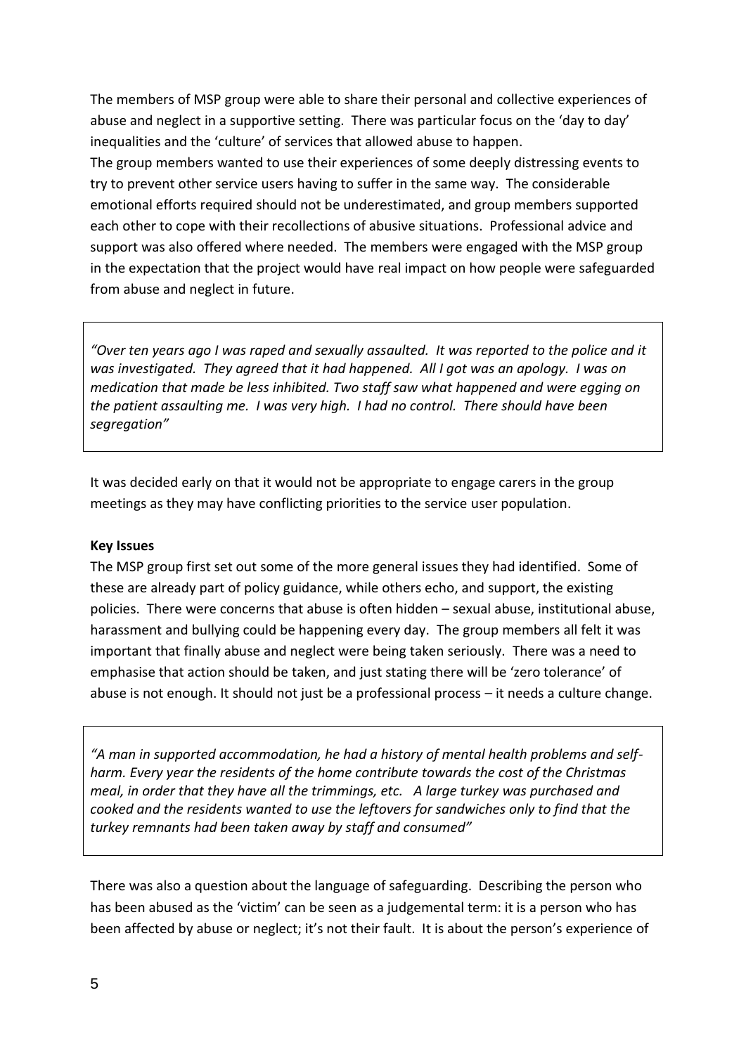The members of MSP group were able to share their personal and collective experiences of abuse and neglect in a supportive setting. There was particular focus on the 'day to day' inequalities and the 'culture' of services that allowed abuse to happen.

The group members wanted to use their experiences of some deeply distressing events to try to prevent other service users having to suffer in the same way. The considerable emotional efforts required should not be underestimated, and group members supported each other to cope with their recollections of abusive situations. Professional advice and support was also offered where needed. The members were engaged with the MSP group in the expectation that the project would have real impact on how people were safeguarded from abuse and neglect in future.

> *"Over ten years ago I was raped and sexually assaulted. It was reported to the police and it was investigated. They agreed that it had happened. All I got was an apology. I was on medication that made be less inhibited. Two staff saw what happened and were egging on the patient assaulting me. I was very high. I had no control. There should have been segregation"*

It was decided early on that it would not be appropriate to engage carers in the group meetings as they may have conflicting priorities to the service user population.

**Key Issues**

The MSP group first set out some of the more general issues they had identified. Some of these are already part of policy guidance, while others echo, and support, the existing policies. There were concerns that abuse is often hidden – sexual abuse, institutional abuse, harassment and bullying could be happening every day. The group members all felt it was important that finally abuse and neglect were being taken seriously. There was a need to emphasise that action should be taken, and just stating there will be 'zero tolerance' of abuse is not enough. It should not just be a professional process – it needs a culture change.

> *"A man in supported accommodation, he had a history of mental health problems and self-harm. Every year the residents of the home contribute towards the cost of the Christmas meal, in order that they have all the trimmings, etc. A large turkey was purchased and cooked and the residents wanted to use the leftovers for sandwiches only to find that the turkey remnants had been taken away by staff and consumed"*

There was also a question about the language of safeguarding. Describing the person who has been abused as the 'victim' can be seen as a judgemental term: it is a person who has been affected by abuse or neglect; it's not their fault. It is about the person's experience of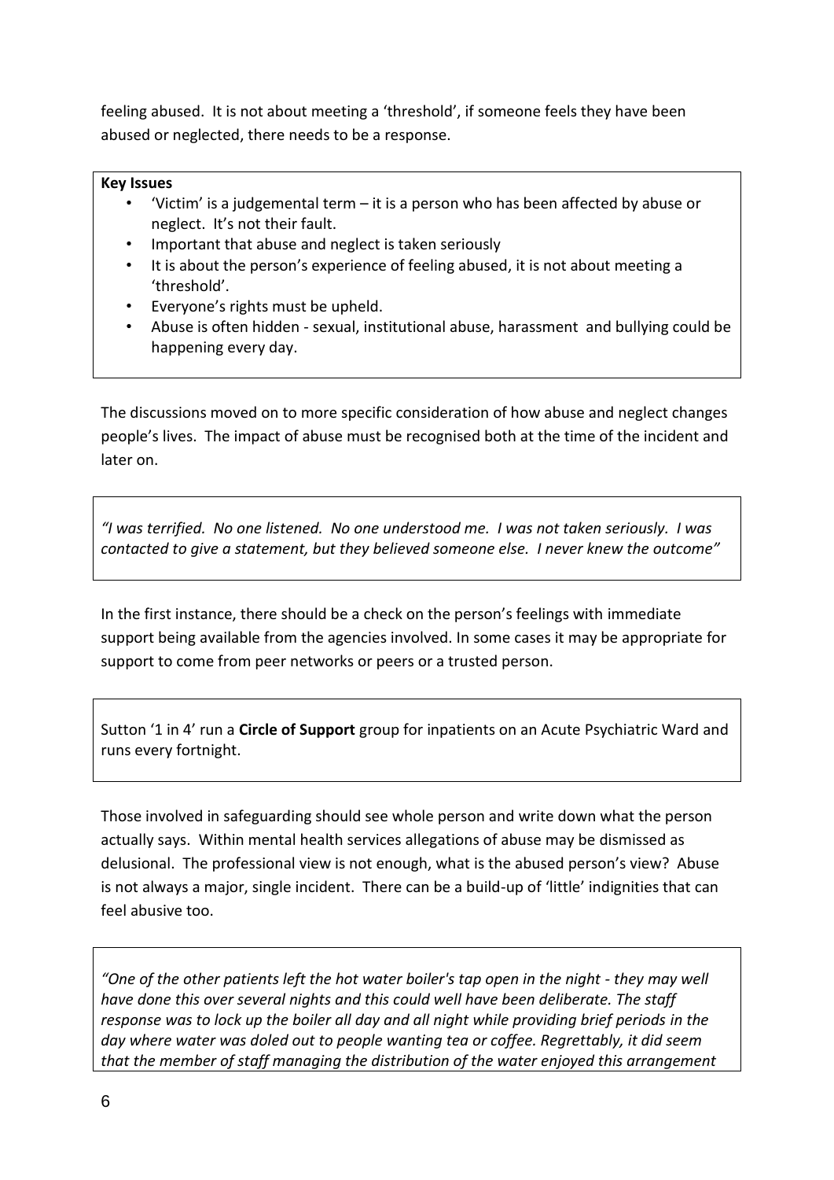feeling abused. It is not about meeting a 'threshold', if someone feels they have been abused or neglected, there needs to be a response.

**Key Issues**

- 'Victim' is a judgemental term – it is a person who has been affected by abuse or neglect. It's not their fault.
- Important that abuse and neglect is taken seriously
- It is about the person's experience of feeling abused, it is not about meeting a 'threshold'.
- Everyone's rights must be upheld.
- Abuse is often hidden - sexual, institutional abuse, harassment and bullying could be happening every day.

The discussions moved on to more specific consideration of how abuse and neglect changes people's lives. The impact of abuse must be recognised both at the time of the incident and later on.

*"I was terrified. No one listened. No one understood me. I was not taken seriously. I was contacted to give a statement, but they believed someone else. I never knew the outcome"*

In the first instance, there should be a check on the person's feelings with immediate support being available from the agencies involved. In some cases it may be appropriate for support to come from peer networks or peers or a trusted person.

Sutton '1 in 4' run a **Circle of Support** group for inpatients on an Acute Psychiatric Ward and runs every fortnight.

Those involved in safeguarding should see whole person and write down what the person actually says. Within mental health services allegations of abuse may be dismissed as delusional. The professional view is not enough, what is the abused person's view? Abuse is not always a major, single incident. There can be a build-up of 'little' indignities that can feel abusive too.

*"One of the other patients left the hot water boiler's tap open in the night - they may well have done this over several nights and this could well have been deliberate. The staff response was to lock up the boiler all day and all night while providing brief periods in the day where water was doled out to people wanting tea or coffee. Regrettably, it did seem that the member of staff managing the distribution of the water enjoyed this arrangement*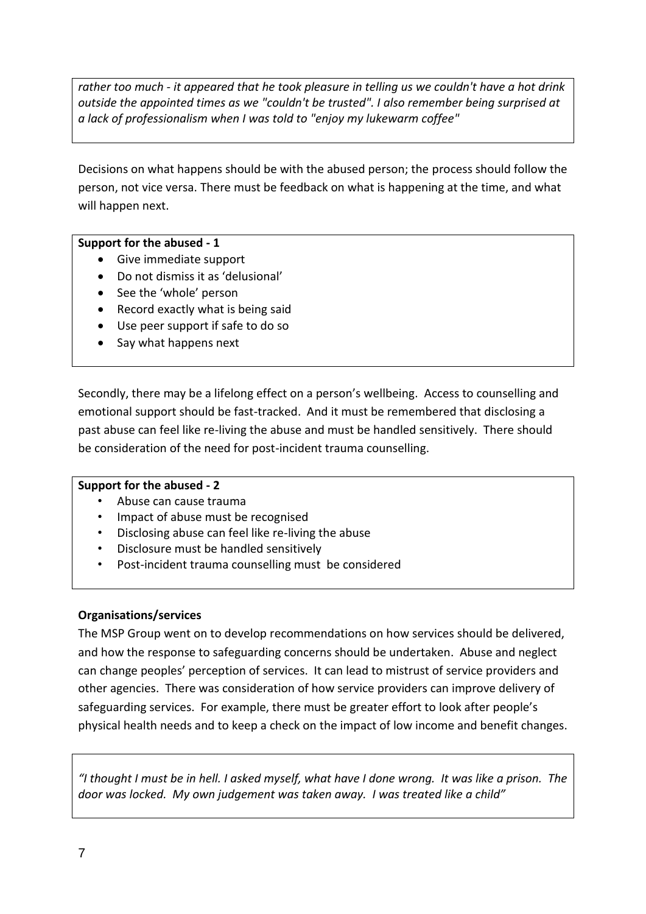*rather too much - it appeared that he took pleasure in telling us we couldn't have a hot drink outside the appointed times as we "couldn't be trusted". I also remember being surprised at a lack of professionalism when I was told to "enjoy my lukewarm coffee"*

Decisions on what happens should be with the abused person; the process should follow the person, not vice versa. There must be feedback on what is happening at the time, and what will happen next.

**Support for the abused - 1**

- Give immediate support
- Do not dismiss it as 'delusional'
- See the 'whole' person
- Record exactly what is being said
- Use peer support if safe to do so
- Say what happens next

Secondly, there may be a lifelong effect on a person's wellbeing. Access to counselling and emotional support should be fast-tracked. And it must be remembered that disclosing a past abuse can feel like re-living the abuse and must be handled sensitively. There should be consideration of the need for post-incident trauma counselling.

**Support for the abused - 2**

- Abuse can cause trauma
- Impact of abuse must be recognised
- Disclosing abuse can feel like re-living the abuse
- Disclosure must be handled sensitively
- Post-incident trauma counselling must be considered

**Organisations/services**

The MSP Group went on to develop recommendations on how services should be delivered, and how the response to safeguarding concerns should be undertaken. Abuse and neglect can change peoples' perception of services. It can lead to mistrust of service providers and other agencies. There was consideration of how service providers can improve delivery of safeguarding services. For example, there must be greater effort to look after people's physical health needs and to keep a check on the impact of low income and benefit changes.

*"I thought I must be in hell. I asked myself, what have I done wrong. It was like a prison. The door was locked. My own judgement was taken away. I was treated like a child"*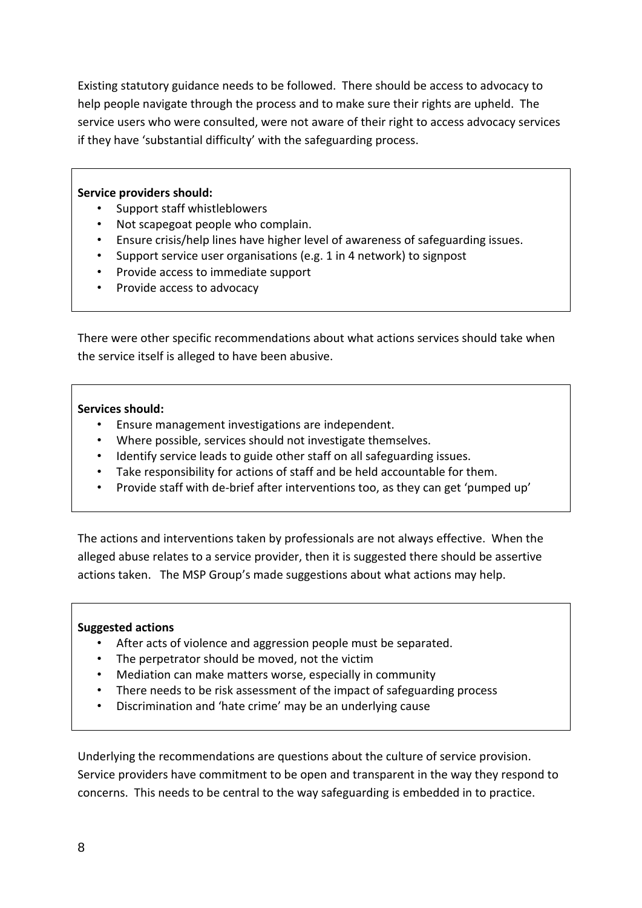Existing statutory guidance needs to be followed. There should be access to advocacy to help people navigate through the process and to make sure their rights are upheld. The service users who were consulted, were not aware of their right to access advocacy services if they have 'substantial difficulty' with the safeguarding process.

**Service providers should:**

- Support staff whistleblowers
- Not scapegoat people who complain.
- Ensure crisis/help lines have higher level of awareness of safeguarding issues.
- Support service user organisations (e.g. 1 in 4 network) to signpost
- Provide access to immediate support
- Provide access to advocacy

There were other specific recommendations about what actions services should take when the service itself is alleged to have been abusive.

**Services should:**

- Ensure management investigations are independent.
- Where possible, services should not investigate themselves.
- Identify service leads to guide other staff on all safeguarding issues.
- Take responsibility for actions of staff and be held accountable for them.
- Provide staff with de-brief after interventions too, as they can get 'pumped up'

The actions and interventions taken by professionals are not always effective. When the alleged abuse relates to a service provider, then it is suggested there should be assertive actions taken. The MSP Group's made suggestions about what actions may help.

**Suggested actions**

- After acts of violence and aggression people must be separated.
- The perpetrator should be moved, not the victim
- Mediation can make matters worse, especially in community
- There needs to be risk assessment of the impact of safeguarding process
- Discrimination and 'hate crime' may be an underlying cause

Underlying the recommendations are questions about the culture of service provision. Service providers have commitment to be open and transparent in the way they respond to concerns. This needs to be central to the way safeguarding is embedded in to practice.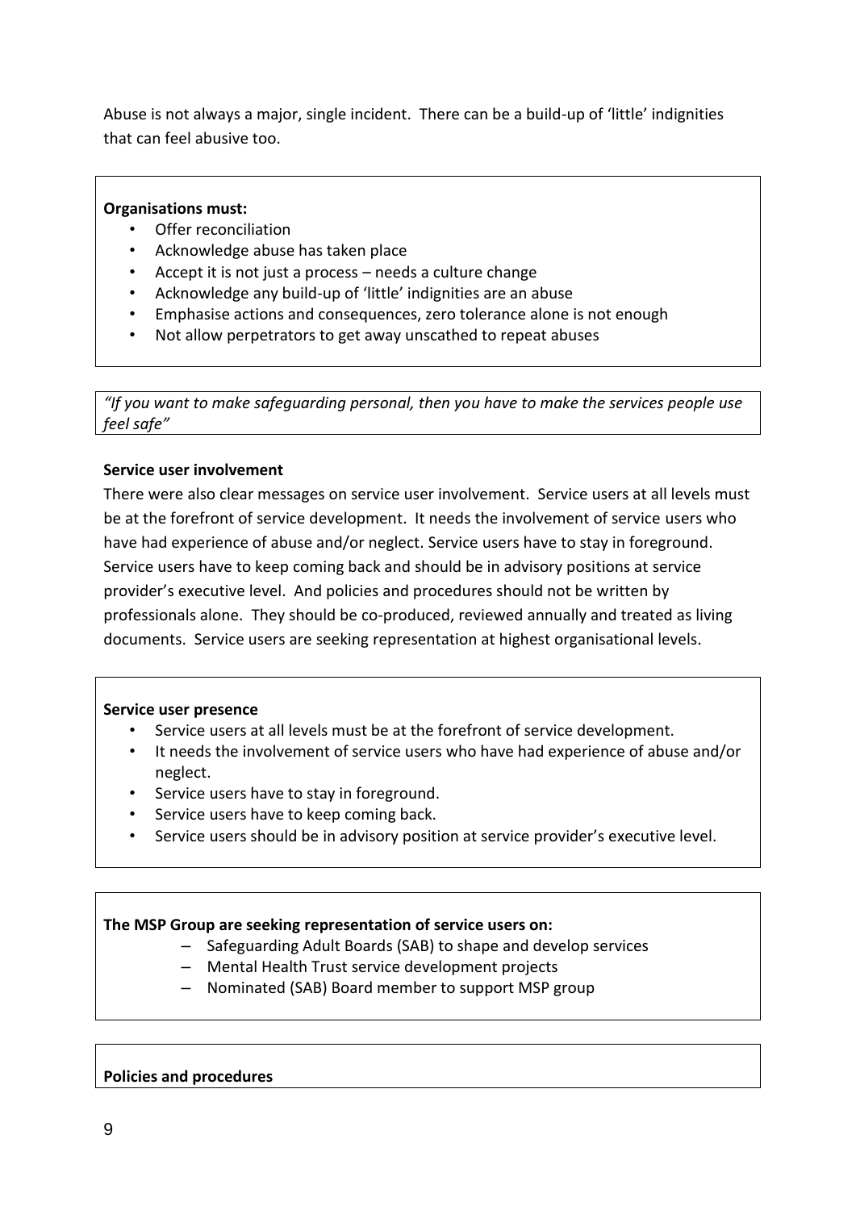Abuse is not always a major, single incident. There can be a build-up of 'little' indignities that can feel abusive too.

**Organisations must:**

- Offer reconciliation
- Acknowledge abuse has taken place
- Accept it is not just a process – needs a culture change
- Acknowledge any build-up of 'little' indignities are an abuse
- Emphasise actions and consequences, zero tolerance alone is not enough
- Not allow perpetrators to get away unscathed to repeat abuses

*"If you want to make safeguarding personal, then you have to make the services people use feel safe"*

**Service user involvement**

There were also clear messages on service user involvement. Service users at all levels must be at the forefront of service development. It needs the involvement of service users who have had experience of abuse and/or neglect. Service users have to stay in foreground. Service users have to keep coming back and should be in advisory positions at service provider's executive level. And policies and procedures should not be written by professionals alone. They should be co-produced, reviewed annually and treated as living documents. Service users are seeking representation at highest organisational levels.

**Service user presence**

- Service users at all levels must be at the forefront of service development.
- It needs the involvement of service users who have had experience of abuse and/or neglect.
- Service users have to stay in foreground.
- Service users have to keep coming back.
- Service users should be in advisory position at service provider's executive level.

**The MSP Group are seeking representation of service users on:**

- Safeguarding Adult Boards (SAB) to shape and develop services
- Mental Health Trust service development projects
- Nominated (SAB) Board member to support MSP group

**Policies and procedures**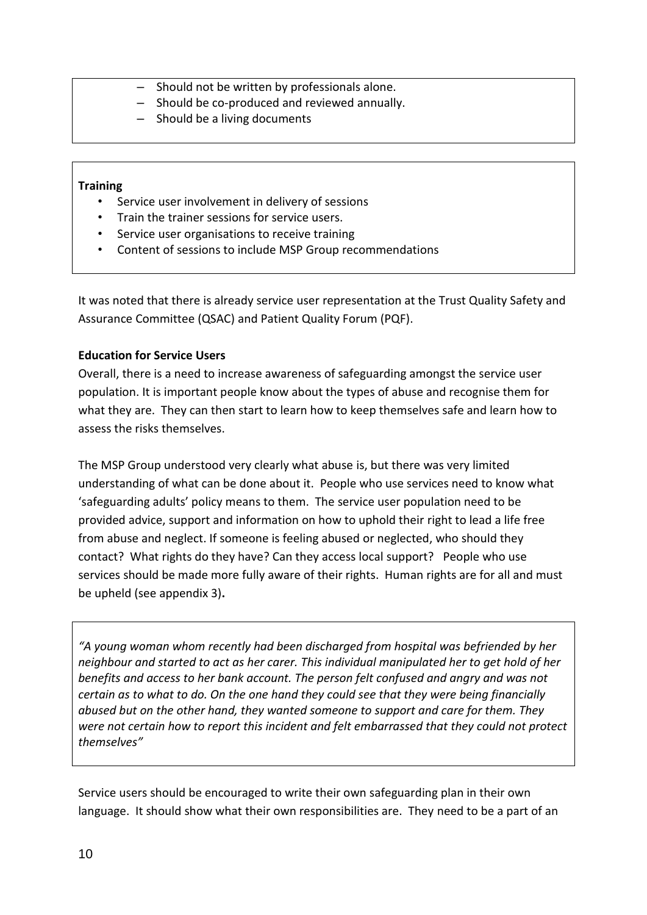- Should not be written by professionals alone.
- Should be co-produced and reviewed annually.
- Should be a living documents

**Training**

- Service user involvement in delivery of sessions
- Train the trainer sessions for service users.
- Service user organisations to receive training
- Content of sessions to include MSP Group recommendations

It was noted that there is already service user representation at the Trust Quality Safety and Assurance Committee (QSAC) and Patient Quality Forum (PQF).

**Education for Service Users**

Overall, there is a need to increase awareness of safeguarding amongst the service user population. It is important people know about the types of abuse and recognise them for what they are. They can then start to learn how to keep themselves safe and learn how to assess the risks themselves.

The MSP Group understood very clearly what abuse is, but there was very limited understanding of what can be done about it. People who use services need to know what 'safeguarding adults' policy means to them. The service user population need to be provided advice, support and information on how to uphold their right to lead a life free from abuse and neglect. If someone is feeling abused or neglected, who should they contact? What rights do they have? Can they access local support? People who use services should be made more fully aware of their rights. Human rights are for all and must be upheld (see appendix 3).

*"A young woman whom recently had been discharged from hospital was befriended by her neighbour and started to act as her carer. This individual manipulated her to get hold of her benefits and access to her bank account. The person felt confused and angry and was not certain as to what to do. On the one hand they could see that they were being financially abused but on the other hand, they wanted someone to support and care for them. They were not certain how to report this incident and felt embarrassed that they could not protect themselves"*

Service users should be encouraged to write their own safeguarding plan in their own language. It should show what their own responsibilities are. They need to be a part of an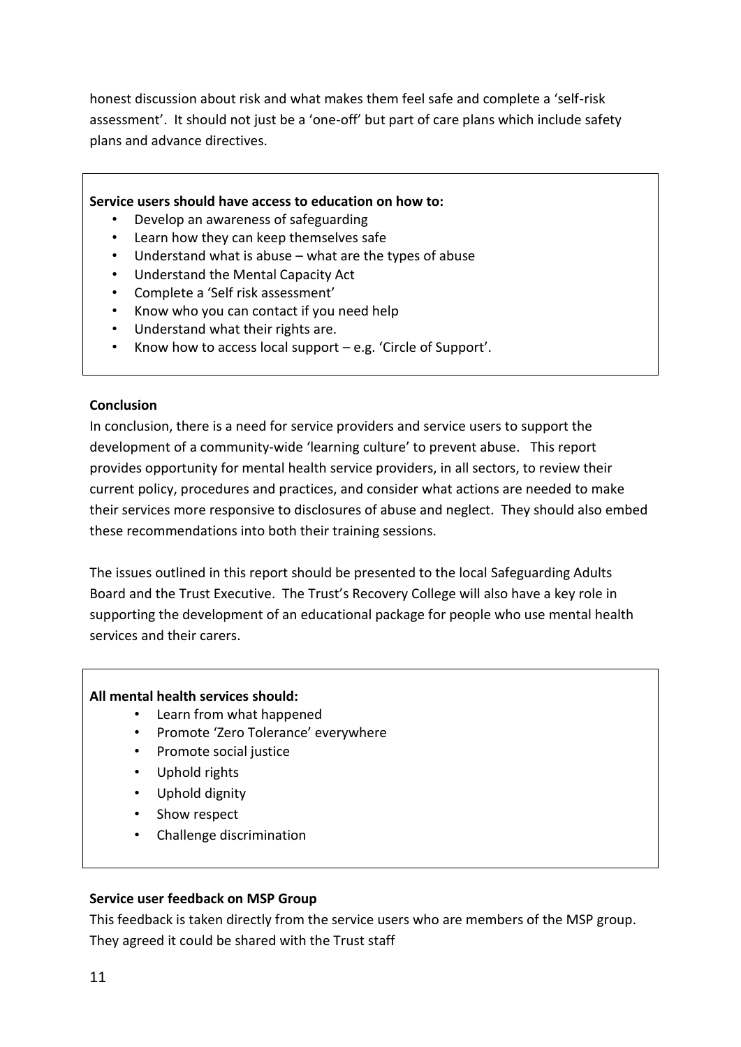honest discussion about risk and what makes them feel safe and complete a 'self-risk assessment'. It should not just be a 'one-off' but part of care plans which include safety plans and advance directives.

**Service users should have access to education on how to:**

- Develop an awareness of safeguarding
- Learn how they can keep themselves safe
- Understand what is abuse – what are the types of abuse
- Understand the Mental Capacity Act
- Complete a 'Self risk assessment'
- Know who you can contact if you need help
- Understand what their rights are.
- Know how to access local support – e.g. 'Circle of Support'.

**Conclusion**

In conclusion, there is a need for service providers and service users to support the development of a community-wide 'learning culture' to prevent abuse. This report provides opportunity for mental health service providers, in all sectors, to review their current policy, procedures and practices, and consider what actions are needed to make their services more responsive to disclosures of abuse and neglect. They should also embed these recommendations into both their training sessions.

The issues outlined in this report should be presented to the local Safeguarding Adults Board and the Trust Executive. The Trust's Recovery College will also have a key role in supporting the development of an educational package for people who use mental health services and their carers.

**All mental health services should:**

- Learn from what happened
- Promote 'Zero Tolerance' everywhere
- Promote social justice
- Uphold rights
- Uphold dignity
- Show respect
- Challenge discrimination

**Service user feedback on MSP Group**

This feedback is taken directly from the service users who are members of the MSP group. They agreed it could be shared with the Trust staff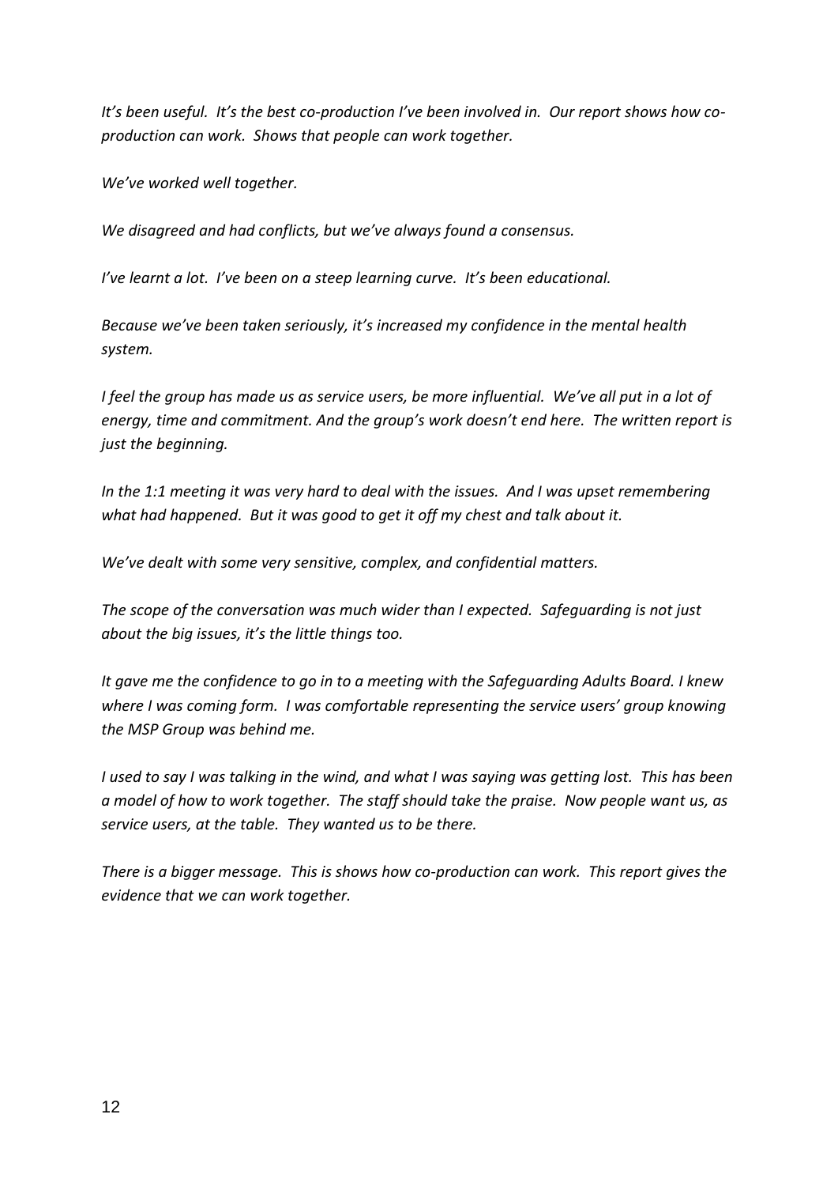*It's been useful. It's the best co-production I've been involved in. Our report shows how co-production can work. Shows that people can work together.*

*We've worked well together.*

*We disagreed and had conflicts, but we've always found a consensus.*

*I've learnt a lot. I've been on a steep learning curve. It's been educational.*

*Because we've been taken seriously, it's increased my confidence in the mental health system.*

*I feel the group has made us as service users, be more influential. We've all put in a lot of energy, time and commitment. And the group's work doesn't end here. The written report is just the beginning.*

*In the 1:1 meeting it was very hard to deal with the issues. And I was upset remembering what had happened. But it was good to get it off my chest and talk about it.*

*We've dealt with some very sensitive, complex, and confidential matters.*

*The scope of the conversation was much wider than I expected. Safeguarding is not just about the big issues, it's the little things too.*

*It gave me the confidence to go in to a meeting with the Safeguarding Adults Board. I knew where I was coming form. I was comfortable representing the service users' group knowing the MSP Group was behind me.*

*I used to say I was talking in the wind, and what I was saying was getting lost. This has been a model of how to work together. The staff should take the praise. Now people want us, as service users, at the table. They wanted us to be there.*

*There is a bigger message. This is shows how co-production can work. This report gives the evidence that we can work together.*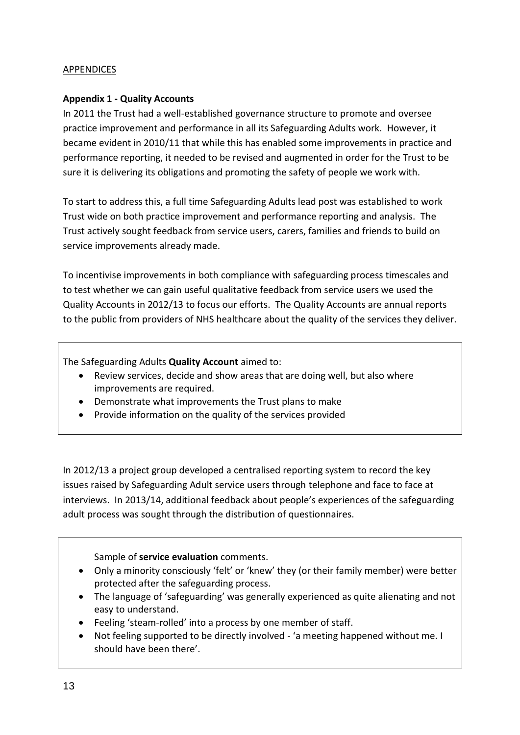## APPENDICES

### Appendix 1 - Quality Accounts

In 2011 the Trust had a well-established governance structure to promote and oversee practice improvement and performance in all its Safeguarding Adults work. However, it became evident in 2010/11 that while this has enabled some improvements in practice and performance reporting, it needed to be revised and augmented in order for the Trust to be sure it is delivering its obligations and promoting the safety of people we work with.

To start to address this, a full time Safeguarding Adults lead post was established to work Trust wide on both practice improvement and performance reporting and analysis. The Trust actively sought feedback from service users, carers, families and friends to build on service improvements already made.

To incentivise improvements in both compliance with safeguarding process timescales and to test whether we can gain useful qualitative feedback from service users we used the Quality Accounts in 2012/13 to focus our efforts. The Quality Accounts are annual reports to the public from providers of NHS healthcare about the quality of the services they deliver.

> The Safeguarding Adults **Quality Account** aimed to:
>
> - Review services, decide and show areas that are doing well, but also where improvements are required.
> - Demonstrate what improvements the Trust plans to make
> - Provide information on the quality of the services provided

In 2012/13 a project group developed a centralised reporting system to record the key issues raised by Safeguarding Adult service users through telephone and face to face at interviews. In 2013/14, additional feedback about people's experiences of the safeguarding adult process was sought through the distribution of questionnaires.

> Sample of **service evaluation** comments.
>
> - Only a minority consciously 'felt' or 'knew' they (or their family member) were better protected after the safeguarding process.
> - The language of 'safeguarding' was generally experienced as quite alienating and not easy to understand.
> - Feeling 'steam-rolled' into a process by one member of staff.
> - Not feeling supported to be directly involved - 'a meeting happened without me. I should have been there'.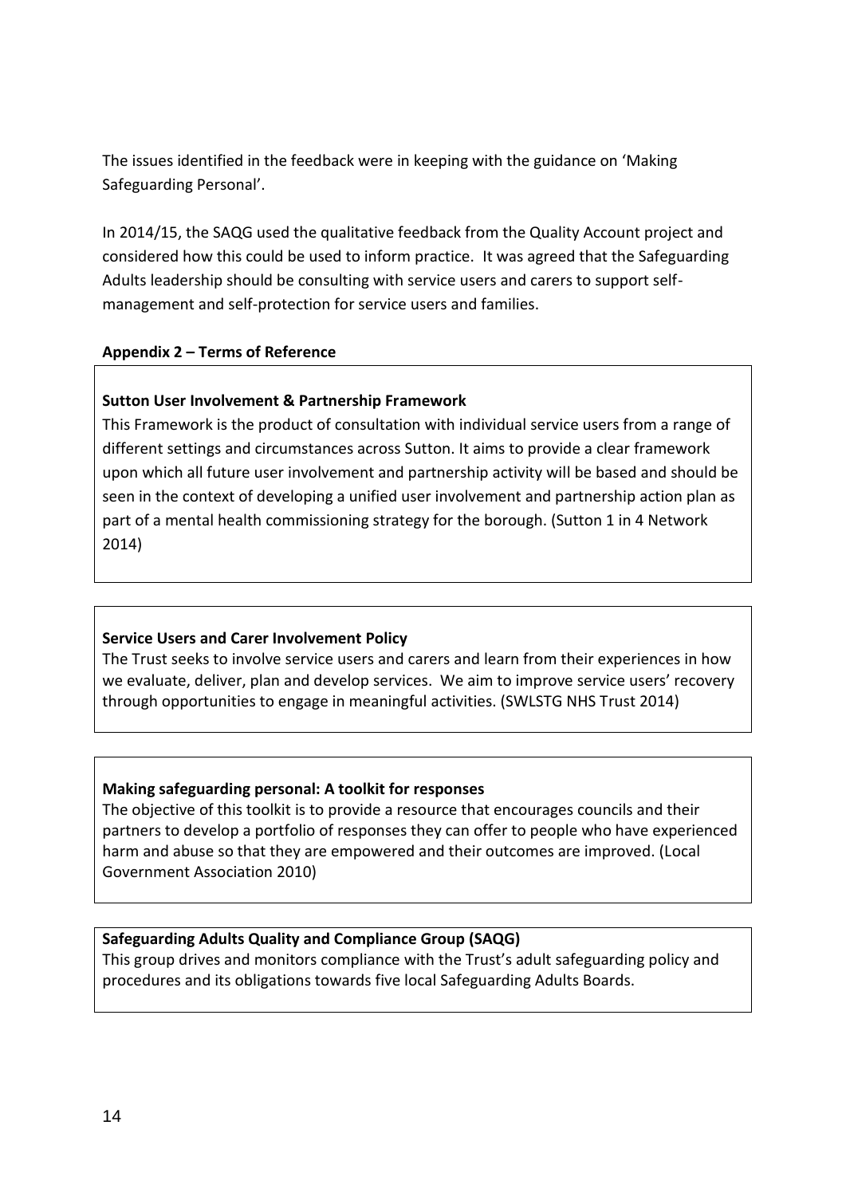The issues identified in the feedback were in keeping with the guidance on 'Making Safeguarding Personal'.

In 2014/15, the SAQG used the qualitative feedback from the Quality Account project and considered how this could be used to inform practice. It was agreed that the Safeguarding Adults leadership should be consulting with service users and carers to support self-management and self-protection for service users and families.

**Appendix 2 – Terms of Reference**

**Sutton User Involvement & Partnership Framework**

This Framework is the product of consultation with individual service users from a range of different settings and circumstances across Sutton. It aims to provide a clear framework upon which all future user involvement and partnership activity will be based and should be seen in the context of developing a unified user involvement and partnership action plan as part of a mental health commissioning strategy for the borough. (Sutton 1 in 4 Network 2014)

**Service Users and Carer Involvement Policy**

The Trust seeks to involve service users and carers and learn from their experiences in how we evaluate, deliver, plan and develop services. We aim to improve service users' recovery through opportunities to engage in meaningful activities. (SWLSTG NHS Trust 2014)

**Making safeguarding personal: A toolkit for responses**

The objective of this toolkit is to provide a resource that encourages councils and their partners to develop a portfolio of responses they can offer to people who have experienced harm and abuse so that they are empowered and their outcomes are improved. (Local Government Association 2010)

**Safeguarding Adults Quality and Compliance Group (SAQG)**

This group drives and monitors compliance with the Trust's adult safeguarding policy and procedures and its obligations towards five local Safeguarding Adults Boards.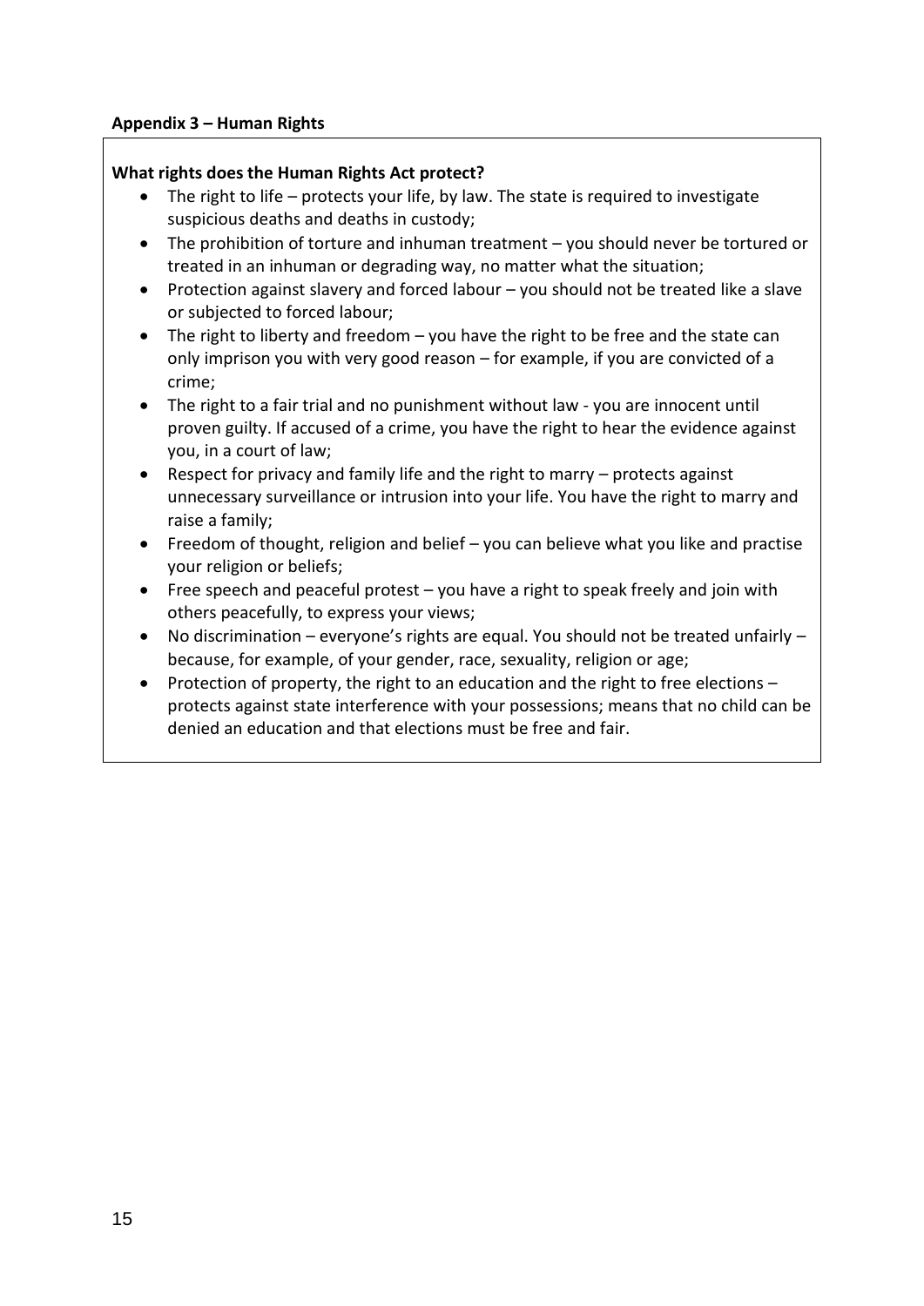**Appendix 3 – Human Rights**

**What rights does the Human Rights Act protect?**

- The right to life – protects your life, by law. The state is required to investigate suspicious deaths and deaths in custody;
- The prohibition of torture and inhuman treatment – you should never be tortured or treated in an inhuman or degrading way, no matter what the situation;
- Protection against slavery and forced labour – you should not be treated like a slave or subjected to forced labour;
- The right to liberty and freedom – you have the right to be free and the state can only imprison you with very good reason – for example, if you are convicted of a crime;
- The right to a fair trial and no punishment without law - you are innocent until proven guilty. If accused of a crime, you have the right to hear the evidence against you, in a court of law;
- Respect for privacy and family life and the right to marry – protects against unnecessary surveillance or intrusion into your life. You have the right to marry and raise a family;
- Freedom of thought, religion and belief – you can believe what you like and practise your religion or beliefs;
- Free speech and peaceful protest – you have a right to speak freely and join with others peacefully, to express your views;
- No discrimination – everyone's rights are equal. You should not be treated unfairly – because, for example, of your gender, race, sexuality, religion or age;
- Protection of property, the right to an education and the right to free elections – protects against state interference with your possessions; means that no child can be denied an education and that elections must be free and fair.